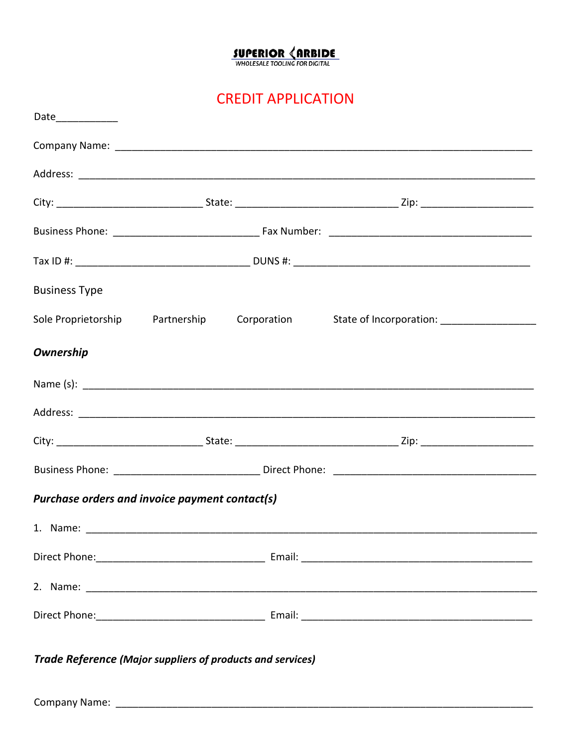**SUPERIOR CARBIDE**
WHOLESALE TOOLING FOR DIGITAL

# CREDIT APPLICATION

Date___________

Company Name: ___________________________________________________________________________

Address: ________________________________________________________________________________

City: __________________________ State: _____________________________ Zip: ____________________

Business Phone: __________________________ Fax Number: ____________________________________

Tax ID #: _______________________________ DUNS #: __________________________________________

Business Type

Sole Proprietorship     Partnership     Corporation     State of Incorporation: ________________

***Ownership***

Name (s): _______________________________________________________________________________

Address: ________________________________________________________________________________

City: __________________________ State: _____________________________ Zip: ____________________

Business Phone: __________________________ Direct Phone: ____________________________________

***Purchase orders and invoice payment contact(s)***

1. Name: ______________________________________________________________________________

Direct Phone:______________________________ Email: __________________________________________

2. Name: ______________________________________________________________________________

Direct Phone:______________________________ Email: __________________________________________

***Trade Reference (Major suppliers of products and services)***

Company Name: ___________________________________________________________________________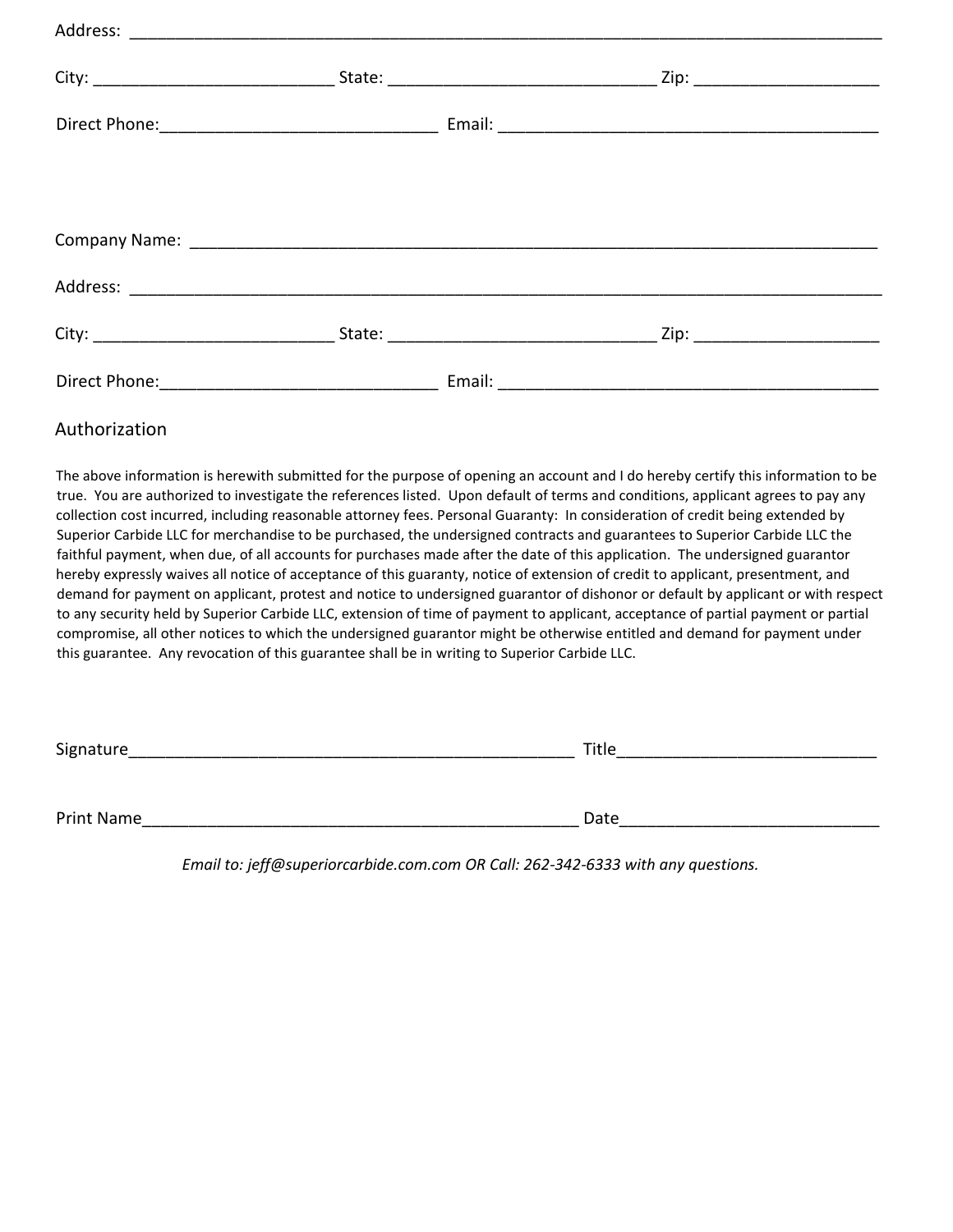Address: ___________________________________________________________________________________

City: __________________________ State: _____________________________ Zip: ___________________

Direct Phone:______________________________ Email: _________________________________________

Company Name: ____________________________________________________________________________

Address: ___________________________________________________________________________________

City: __________________________ State: _____________________________ Zip: ___________________

Direct Phone:______________________________ Email: _________________________________________

## Authorization

The above information is herewith submitted for the purpose of opening an account and I do hereby certify this information to be true. You are authorized to investigate the references listed. Upon default of terms and conditions, applicant agrees to pay any collection cost incurred, including reasonable attorney fees. Personal Guaranty: In consideration of credit being extended by Superior Carbide LLC for merchandise to be purchased, the undersigned contracts and guarantees to Superior Carbide LLC the faithful payment, when due, of all accounts for purchases made after the date of this application. The undersigned guarantor hereby expressly waives all notice of acceptance of this guaranty, notice of extension of credit to applicant, presentment, and demand for payment on applicant, protest and notice to undersigned guarantor of dishonor or default by applicant or with respect to any security held by Superior Carbide LLC, extension of time of payment to applicant, acceptance of partial payment or partial compromise, all other notices to which the undersigned guarantor might be otherwise entitled and demand for payment under this guarantee. Any revocation of this guarantee shall be in writing to Superior Carbide LLC.

Signature__________________________________________________ Title____________________________

Print Name_________________________________________________ Date____________________________

*Email to: jeff@superiorcarbide.com.com OR Call: 262-342-6333 with any questions.*